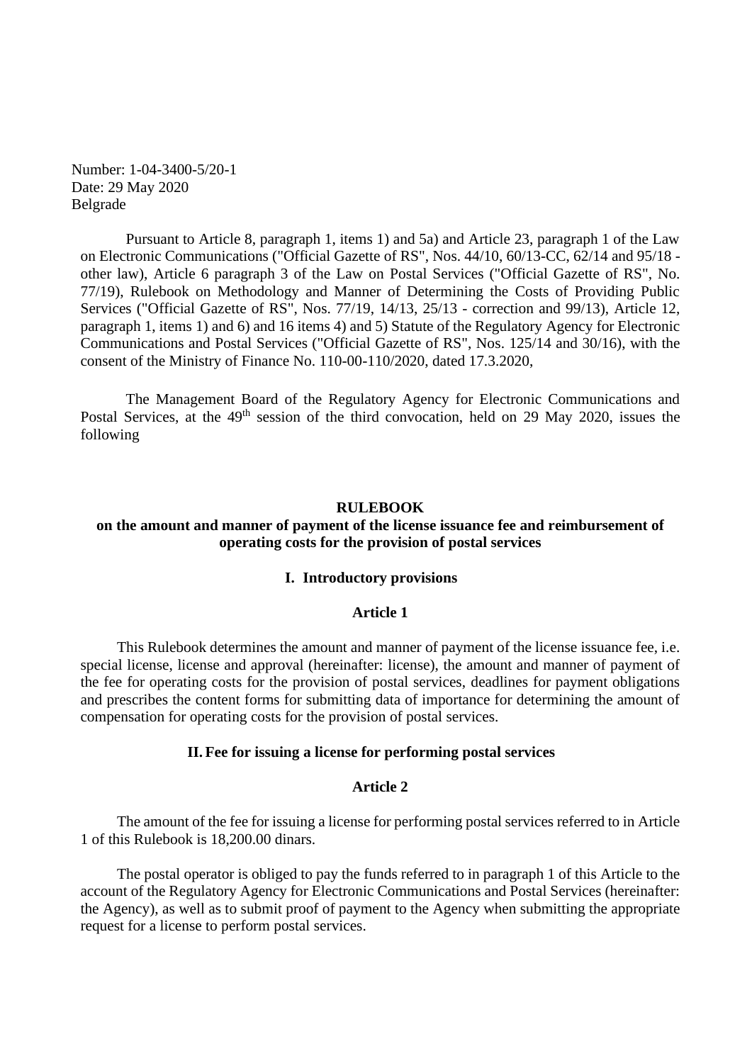Number: 1-04-3400-5/20-1
Date: 29 May 2020
Belgrade

Pursuant to Article 8, paragraph 1, items 1) and 5a) and Article 23, paragraph 1 of the Law on Electronic Communications ("Official Gazette of RS", Nos. 44/10, 60/13-CC, 62/14 and 95/18 - other law), Article 6 paragraph 3 of the Law on Postal Services ("Official Gazette of RS", No. 77/19), Rulebook on Methodology and Manner of Determining the Costs of Providing Public Services ("Official Gazette of RS", Nos. 77/19, 14/13, 25/13 - correction and 99/13), Article 12, paragraph 1, items 1) and 6) and 16 items 4) and 5) Statute of the Regulatory Agency for Electronic Communications and Postal Services ("Official Gazette of RS", Nos. 125/14 and 30/16), with the consent of the Ministry of Finance No. 110-00-110/2020, dated 17.3.2020,

The Management Board of the Regulatory Agency for Electronic Communications and Postal Services, at the 49th session of the third convocation, held on 29 May 2020, issues the following

# RULEBOOK
## on the amount and manner of payment of the license issuance fee and reimbursement of operating costs for the provision of postal services

### I. Introductory provisions

#### Article 1

This Rulebook determines the amount and manner of payment of the license issuance fee, i.e. special license, license and approval (hereinafter: license), the amount and manner of payment of the fee for operating costs for the provision of postal services, deadlines for payment obligations and prescribes the content forms for submitting data of importance for determining the amount of compensation for operating costs for the provision of postal services.

### II. Fee for issuing a license for performing postal services

#### Article 2

The amount of the fee for issuing a license for performing postal services referred to in Article 1 of this Rulebook is 18,200.00 dinars.

The postal operator is obliged to pay the funds referred to in paragraph 1 of this Article to the account of the Regulatory Agency for Electronic Communications and Postal Services (hereinafter: the Agency), as well as to submit proof of payment to the Agency when submitting the appropriate request for a license to perform postal services.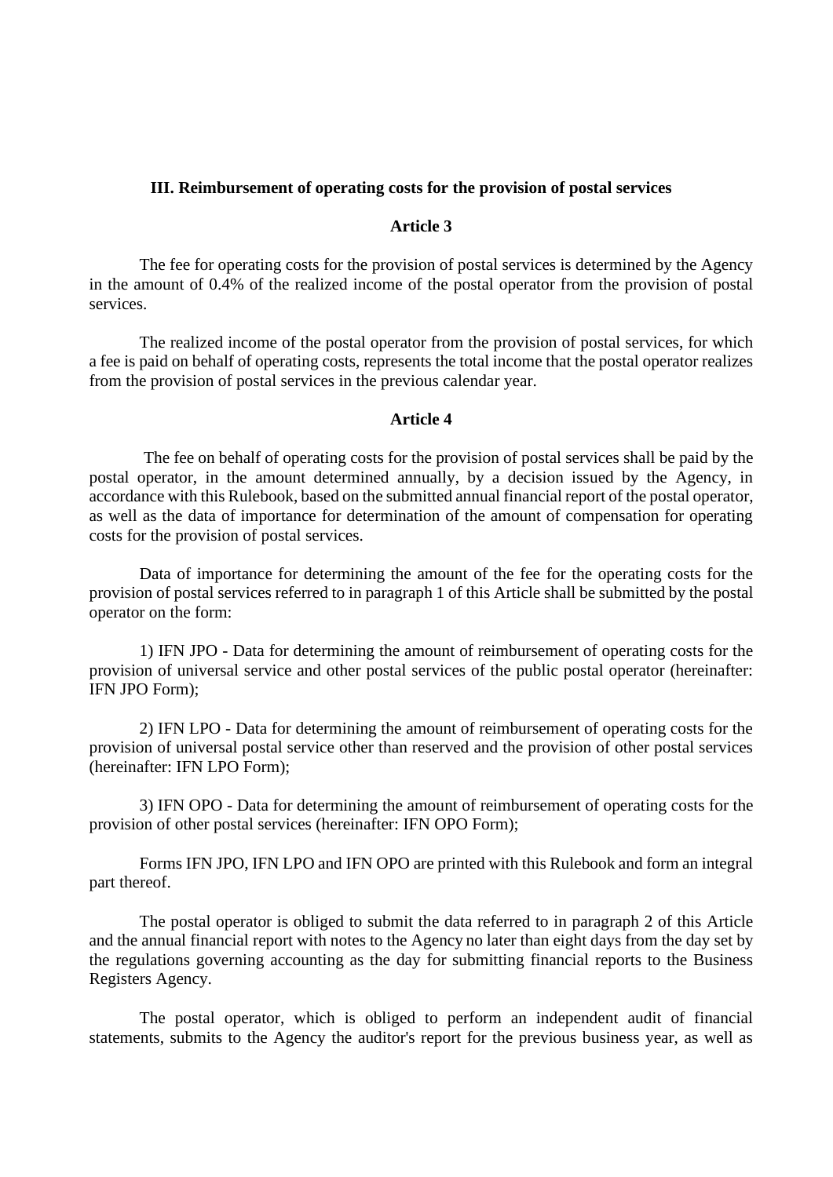### III. Reimbursement of operating costs for the provision of postal services

#### Article 3

The fee for operating costs for the provision of postal services is determined by the Agency in the amount of 0.4% of the realized income of the postal operator from the provision of postal services.

The realized income of the postal operator from the provision of postal services, for which a fee is paid on behalf of operating costs, represents the total income that the postal operator realizes from the provision of postal services in the previous calendar year.

#### Article 4

The fee on behalf of operating costs for the provision of postal services shall be paid by the postal operator, in the amount determined annually, by a decision issued by the Agency, in accordance with this Rulebook, based on the submitted annual financial report of the postal operator, as well as the data of importance for determination of the amount of compensation for operating costs for the provision of postal services.

Data of importance for determining the amount of the fee for the operating costs for the provision of postal services referred to in paragraph 1 of this Article shall be submitted by the postal operator on the form:

1) IFN JPO - Data for determining the amount of reimbursement of operating costs for the provision of universal service and other postal services of the public postal operator (hereinafter: IFN JPO Form);

2) IFN LPO - Data for determining the amount of reimbursement of operating costs for the provision of universal postal service other than reserved and the provision of other postal services (hereinafter: IFN LPO Form);

3) IFN OPO - Data for determining the amount of reimbursement of operating costs for the provision of other postal services (hereinafter: IFN OPO Form);

Forms IFN JPO, IFN LPO and IFN OPO are printed with this Rulebook and form an integral part thereof.

The postal operator is obliged to submit the data referred to in paragraph 2 of this Article and the annual financial report with notes to the Agency no later than eight days from the day set by the regulations governing accounting as the day for submitting financial reports to the Business Registers Agency.

The postal operator, which is obliged to perform an independent audit of financial statements, submits to the Agency the auditor's report for the previous business year, as well as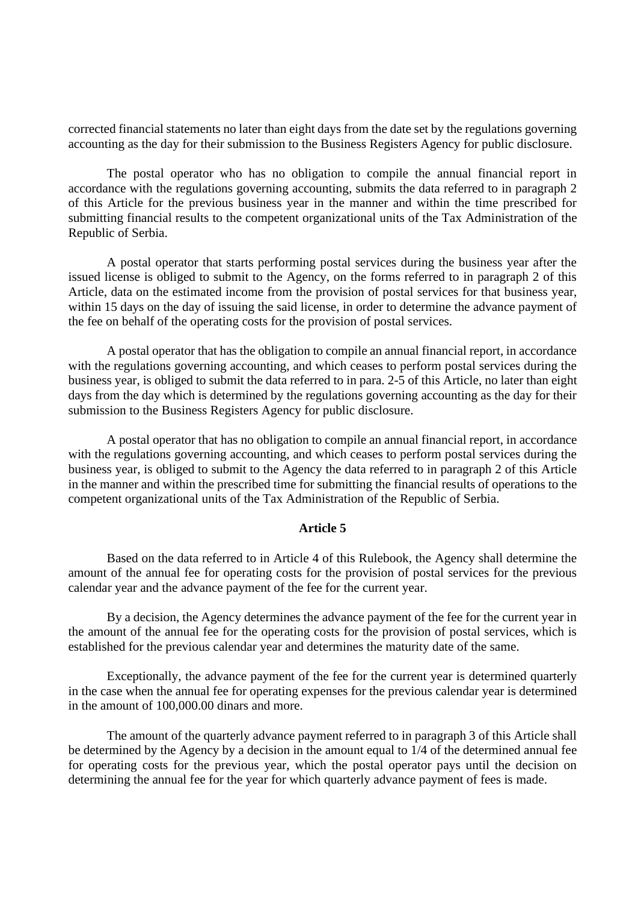corrected financial statements no later than eight days from the date set by the regulations governing accounting as the day for their submission to the Business Registers Agency for public disclosure.

The postal operator who has no obligation to compile the annual financial report in accordance with the regulations governing accounting, submits the data referred to in paragraph 2 of this Article for the previous business year in the manner and within the time prescribed for submitting financial results to the competent organizational units of the Tax Administration of the Republic of Serbia.

A postal operator that starts performing postal services during the business year after the issued license is obliged to submit to the Agency, on the forms referred to in paragraph 2 of this Article, data on the estimated income from the provision of postal services for that business year, within 15 days on the day of issuing the said license, in order to determine the advance payment of the fee on behalf of the operating costs for the provision of postal services.

A postal operator that has the obligation to compile an annual financial report, in accordance with the regulations governing accounting, and which ceases to perform postal services during the business year, is obliged to submit the data referred to in para. 2-5 of this Article, no later than eight days from the day which is determined by the regulations governing accounting as the day for their submission to the Business Registers Agency for public disclosure.

A postal operator that has no obligation to compile an annual financial report, in accordance with the regulations governing accounting, and which ceases to perform postal services during the business year, is obliged to submit to the Agency the data referred to in paragraph 2 of this Article in the manner and within the prescribed time for submitting the financial results of operations to the competent organizational units of the Tax Administration of the Republic of Serbia.

**Article 5**

Based on the data referred to in Article 4 of this Rulebook, the Agency shall determine the amount of the annual fee for operating costs for the provision of postal services for the previous calendar year and the advance payment of the fee for the current year.

By a decision, the Agency determines the advance payment of the fee for the current year in the amount of the annual fee for the operating costs for the provision of postal services, which is established for the previous calendar year and determines the maturity date of the same.

Exceptionally, the advance payment of the fee for the current year is determined quarterly in the case when the annual fee for operating expenses for the previous calendar year is determined in the amount of 100,000.00 dinars and more.

The amount of the quarterly advance payment referred to in paragraph 3 of this Article shall be determined by the Agency by a decision in the amount equal to 1/4 of the determined annual fee for operating costs for the previous year, which the postal operator pays until the decision on determining the annual fee for the year for which quarterly advance payment of fees is made.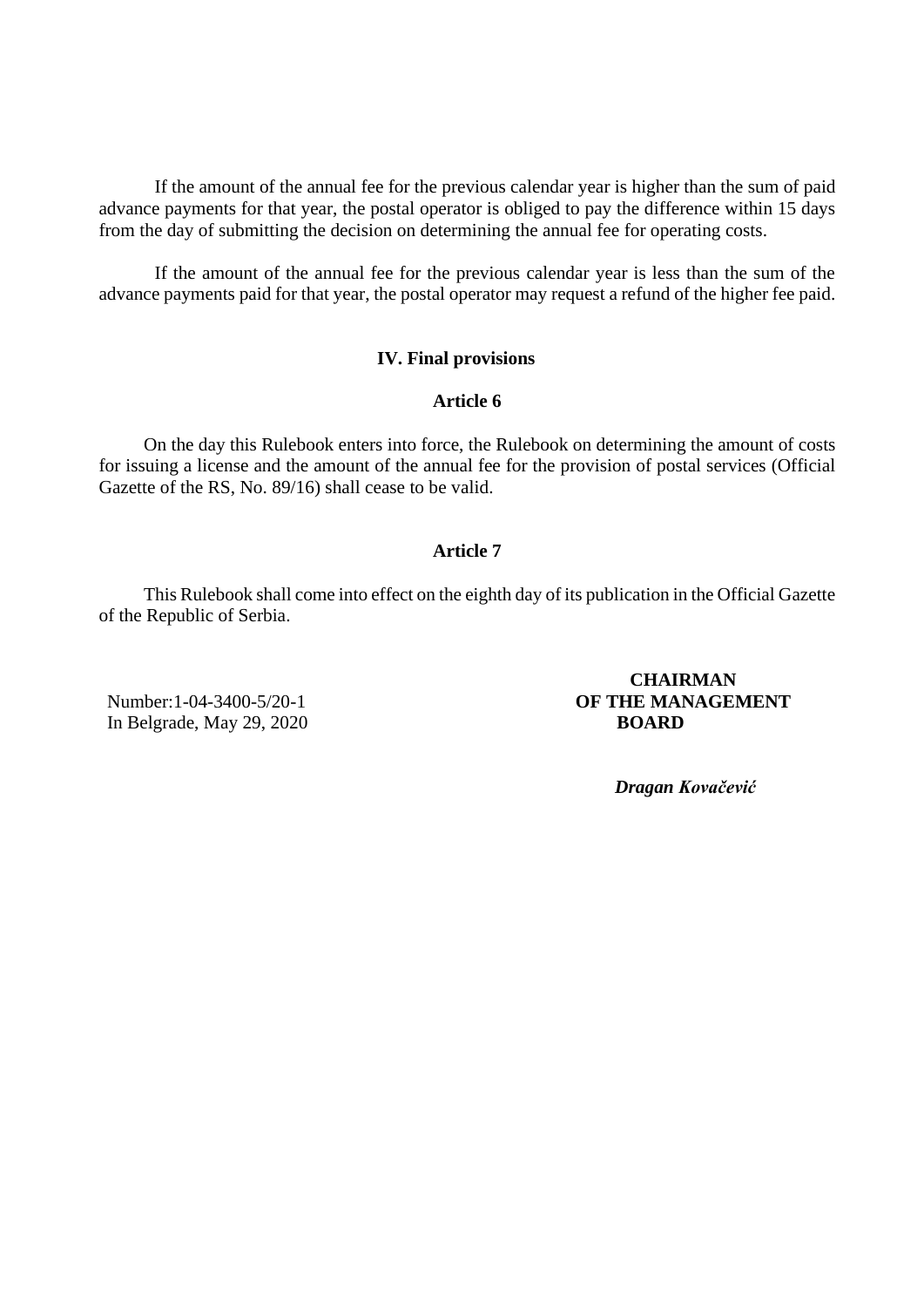If the amount of the annual fee for the previous calendar year is higher than the sum of paid advance payments for that year, the postal operator is obliged to pay the difference within 15 days from the day of submitting the decision on determining the annual fee for operating costs.

If the amount of the annual fee for the previous calendar year is less than the sum of the advance payments paid for that year, the postal operator may request a refund of the higher fee paid.

## IV. Final provisions

### Article 6

On the day this Rulebook enters into force, the Rulebook on determining the amount of costs for issuing a license and the amount of the annual fee for the provision of postal services (Official Gazette of the RS, No. 89/16) shall cease to be valid.

### Article 7

This Rulebook shall come into effect on the eighth day of its publication in the Official Gazette of the Republic of Serbia.

Number:1-04-3400-5/20-1
In Belgrade, May 29, 2020

**CHAIRMAN OF THE MANAGEMENT BOARD**

***Dragan Kovačević***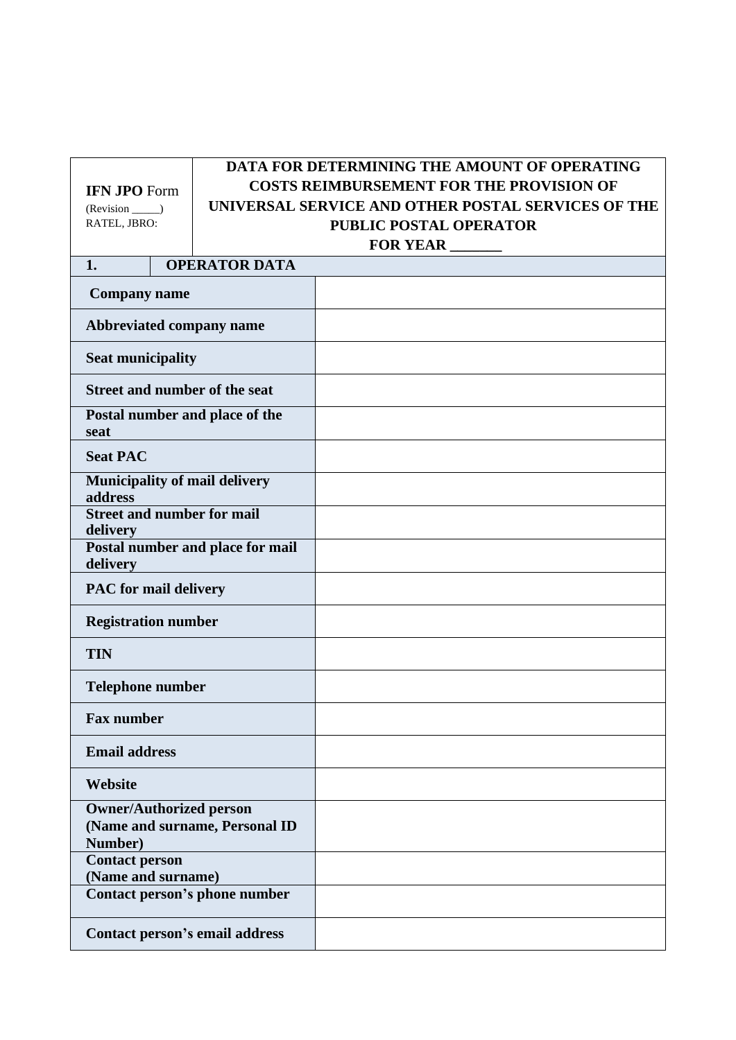| **IFN JPO** Form<br>(Revision _____)<br>RATEL, JBRO: | **DATA FOR DETERMINING THE AMOUNT OF OPERATING COSTS REIMBURSEMENT FOR THE PROVISION OF UNIVERSAL SERVICE AND OTHER POSTAL SERVICES OF THE PUBLIC POSTAL OPERATOR FOR YEAR _______** |
|---|---|

| **1.** | **OPERATOR DATA** |
|---|---|
| **Company name** | |
| **Abbreviated company name** | |
| **Seat municipality** | |
| **Street and number of the seat** | |
| **Postal number and place of the seat** | |
| **Seat PAC** | |
| **Municipality of mail delivery address** | |
| **Street and number for mail delivery** | |
| **Postal number and place for mail delivery** | |
| **PAC for mail delivery** | |
| **Registration number** | |
| **TIN** | |
| **Telephone number** | |
| **Fax number** | |
| **Email address** | |
| **Website** | |
| **Owner/Authorized person (Name and surname, Personal ID Number)** | |
| **Contact person (Name and surname)** | |
| **Contact person's phone number** | |
| **Contact person's email address** | |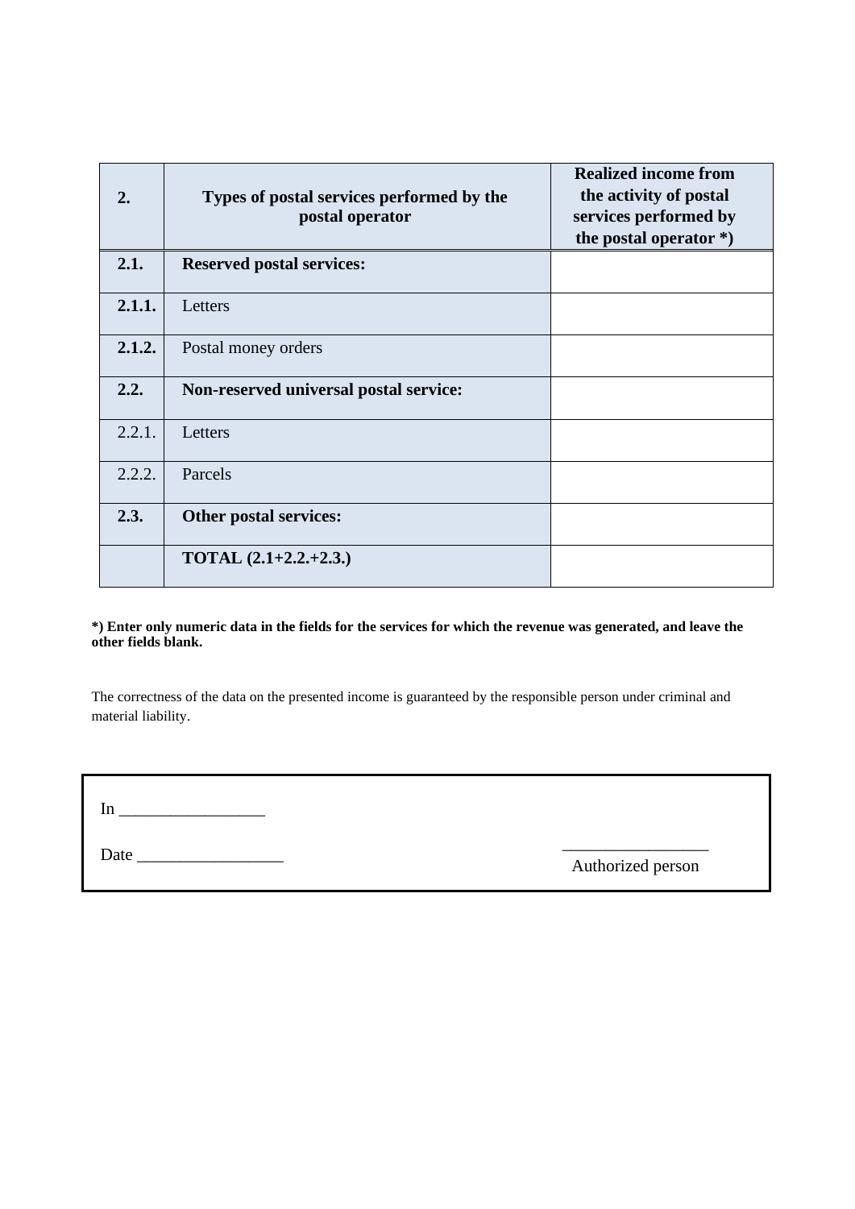| **2.** | **Types of postal services performed by the postal operator** | **Realized income from the activity of postal services performed by the postal operator *)** |
|---|---|---|
| **2.1.** | **Reserved postal services:** | |
| **2.1.1.** | Letters | |
| **2.1.2.** | Postal money orders | |
| **2.2.** | **Non-reserved universal postal service:** | |
| 2.2.1. | Letters | |
| 2.2.2. | Parcels | |
| **2.3.** | **Other postal services:** | |
| | **TOTAL (2.1+2.2.+2.3.)** | |

***) Enter only numeric data in the fields for the services for which the revenue was generated, and leave the other fields blank.**

The correctness of the data on the presented income is guaranteed by the responsible person under criminal and material liability.

In _________________

Date _________________

_________________
Authorized person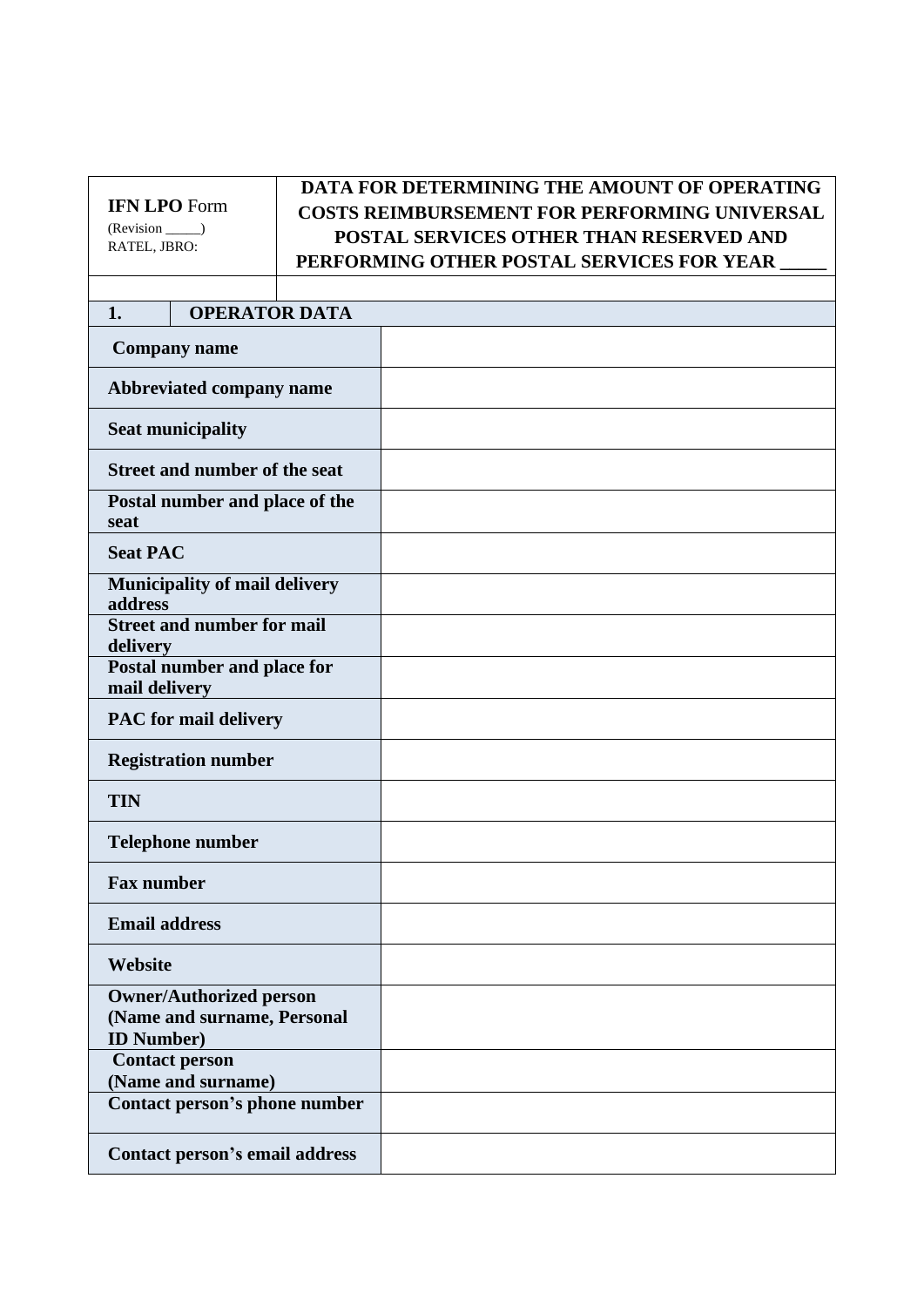| **IFN LPO** Form<br>(Revision _____)<br>RATEL, JBRO: | **DATA FOR DETERMINING THE AMOUNT OF OPERATING COSTS REIMBURSEMENT FOR PERFORMING UNIVERSAL POSTAL SERVICES OTHER THAN RESERVED AND PERFORMING OTHER POSTAL SERVICES FOR YEAR _____** |
|---|---|
| | |

| **1.** | **OPERATOR DATA** |
|---|---|
| **Company name** | |
| **Abbreviated company name** | |
| **Seat municipality** | |
| **Street and number of the seat** | |
| **Postal number and place of the seat** | |
| **Seat PAC** | |
| **Municipality of mail delivery address** | |
| **Street and number for mail delivery** | |
| **Postal number and place for mail delivery** | |
| **PAC for mail delivery** | |
| **Registration number** | |
| **TIN** | |
| **Telephone number** | |
| **Fax number** | |
| **Email address** | |
| **Website** | |
| **Owner/Authorized person (Name and surname, Personal ID Number)** | |
| **Contact person (Name and surname)** | |
| **Contact person's phone number** | |
| **Contact person's email address** | |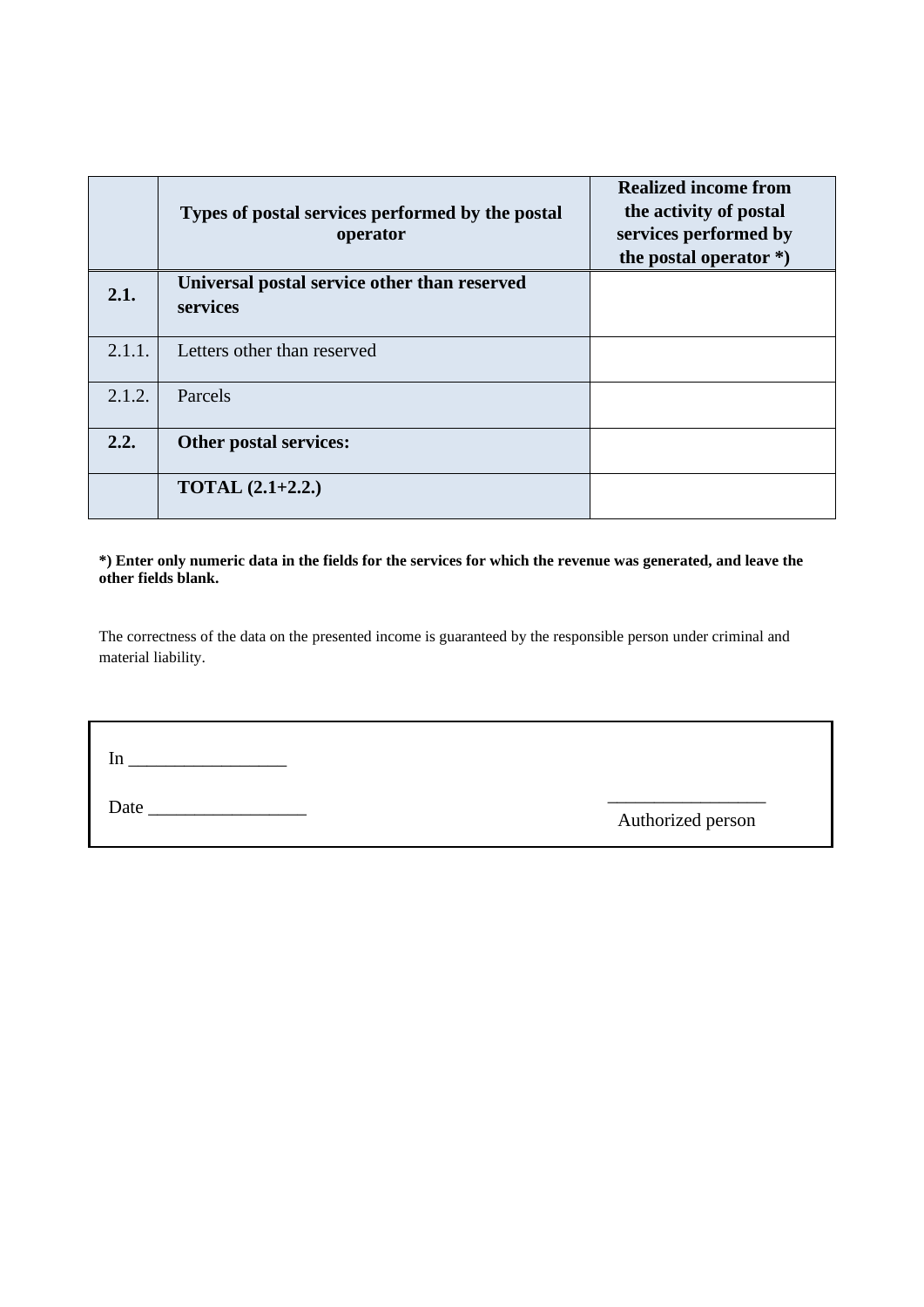| | **Types of postal services performed by the postal operator** | **Realized income from the activity of postal services performed by the postal operator *)** |
|---|---|---|
| **2.1.** | **Universal postal service other than reserved services** | |
| 2.1.1. | Letters other than reserved | |
| 2.1.2. | Parcels | |
| **2.2.** | **Other postal services:** | |
| | **TOTAL (2.1+2.2.)** | |

***) Enter only numeric data in the fields for the services for which the revenue was generated, and leave the other fields blank.**

The correctness of the data on the presented income is guaranteed by the responsible person under criminal and material liability.

In _________________

Date _________________

_________________
Authorized person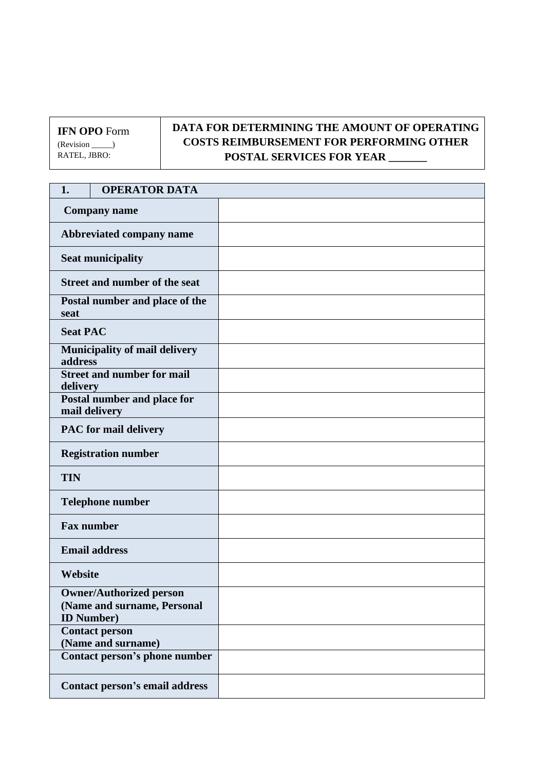| **IFN OPO** Form<br>(Revision _____)<br>RATEL, JBRO: | **DATA FOR DETERMINING THE AMOUNT OF OPERATING COSTS REIMBURSEMENT FOR PERFORMING OTHER POSTAL SERVICES FOR YEAR _______** |
|---|---|

| **1.** | **OPERATOR DATA** |
|---|---|
| **Company name** | |
| **Abbreviated company name** | |
| **Seat municipality** | |
| **Street and number of the seat** | |
| **Postal number and place of the seat** | |
| **Seat PAC** | |
| **Municipality of mail delivery address** | |
| **Street and number for mail delivery** | |
| **Postal number and place for mail delivery** | |
| **PAC for mail delivery** | |
| **Registration number** | |
| **TIN** | |
| **Telephone number** | |
| **Fax number** | |
| **Email address** | |
| **Website** | |
| **Owner/Authorized person (Name and surname, Personal ID Number)** | |
| **Contact person (Name and surname)** | |
| **Contact person's phone number** | |
| **Contact person's email address** | |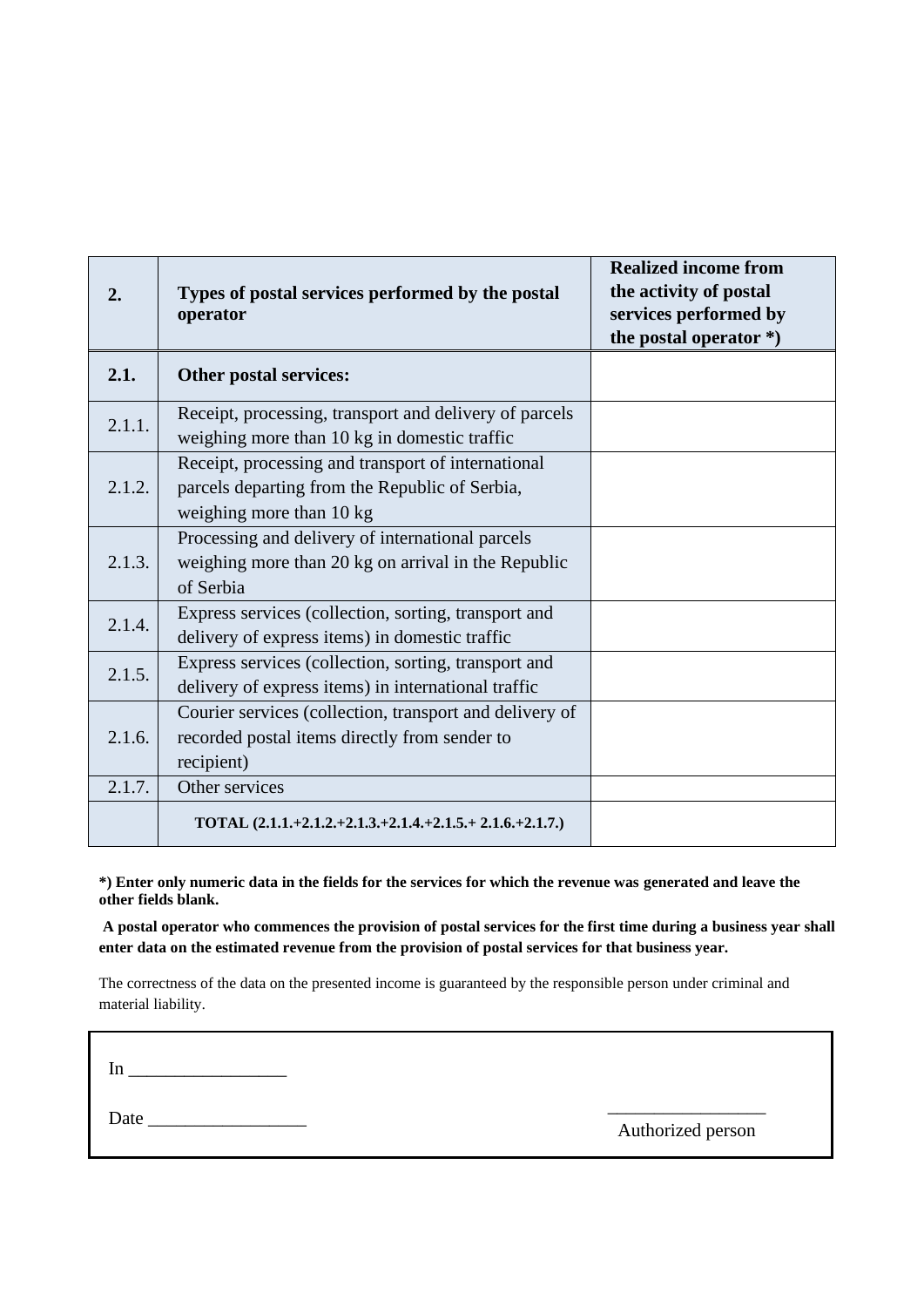| 2. | Types of postal services performed by the postal operator | Realized income from the activity of postal services performed by the postal operator *) |
|---|---|---|
| **2.1.** | **Other postal services:** | |
| 2.1.1. | Receipt, processing, transport and delivery of parcels weighing more than 10 kg in domestic traffic | |
| 2.1.2. | Receipt, processing and transport of international parcels departing from the Republic of Serbia, weighing more than 10 kg | |
| 2.1.3. | Processing and delivery of international parcels weighing more than 20 kg on arrival in the Republic of Serbia | |
| 2.1.4. | Express services (collection, sorting, transport and delivery of express items) in domestic traffic | |
| 2.1.5. | Express services (collection, sorting, transport and delivery of express items) in international traffic | |
| 2.1.6. | Courier services (collection, transport and delivery of recorded postal items directly from sender to recipient) | |
| 2.1.7. | Other services | |
| | **TOTAL (2.1.1.+2.1.2.+2.1.3.+2.1.4.+2.1.5.+ 2.1.6.+2.1.7.)** | |

**\*) Enter only numeric data in the fields for the services for which the revenue was generated and leave the other fields blank.**

**A postal operator who commences the provision of postal services for the first time during a business year shall enter data on the estimated revenue from the provision of postal services for that business year.**

The correctness of the data on the presented income is guaranteed by the responsible person under criminal and material liability.

In ________________

Date ________________

________________
Authorized person